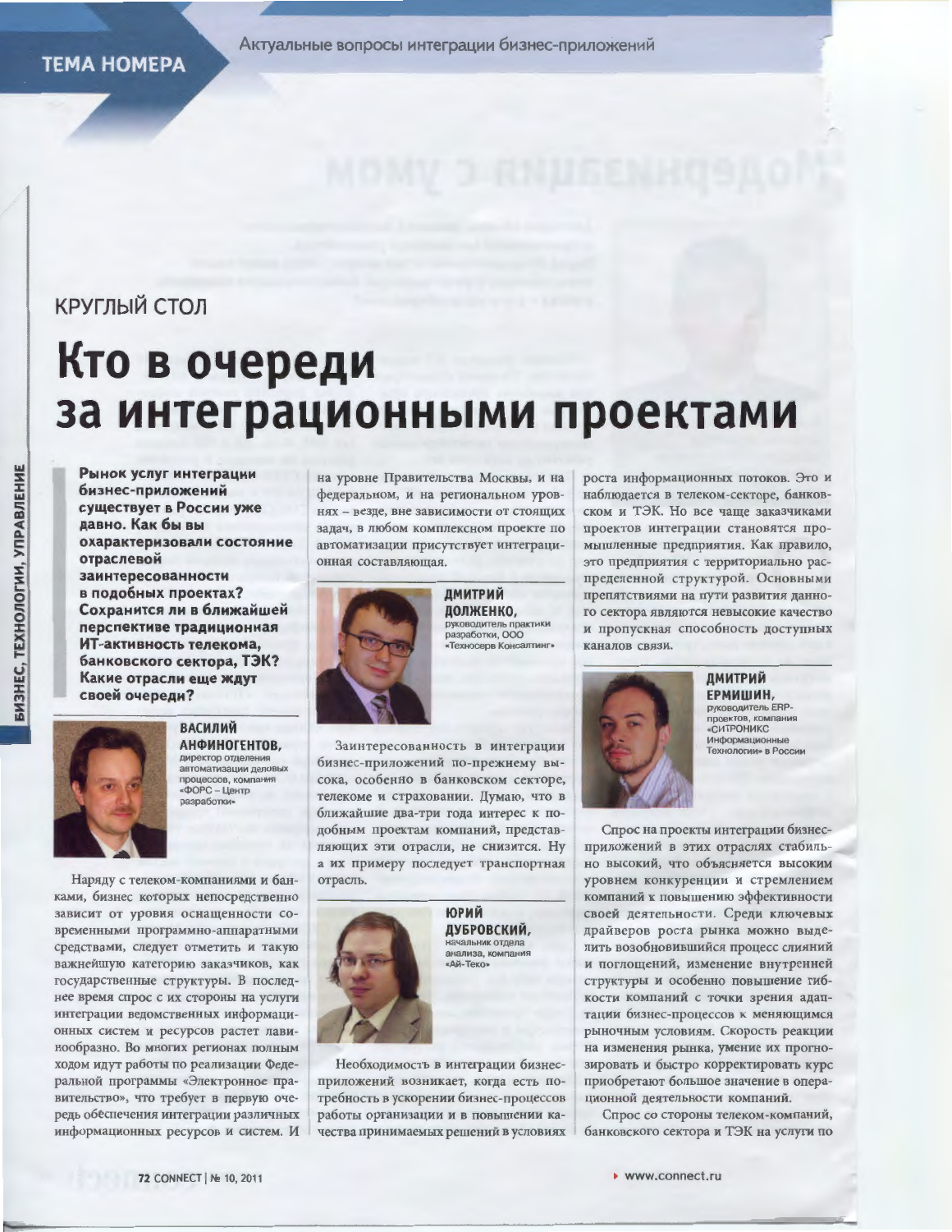ТЕМА НОМЕРА

Актуальные вопросы интеграции бизнес-приложений

КРУГЛЫЙ СТОЛ

# Кто в очереди за интеграционными проектами

**Рынок услуг интеграции бизнес-приложений существует в России уже давно. Как бы вы охарактеризовали состояние отраслевой заинтересованности в подобных проектах? Сохранится ли в ближайшей перспективе традиционная ИТ-активность телекома, банковского сектора, ТЭК? Какие отрасли еще ждут своей очереди?**

**ВАСИЛИЙ АНФИНОГЕНТОВ,** директор отделения автоматизации деловых процессов, компания «ФОРС – Центр разработки»

Наряду с телеком-компаниями и банками, бизнес которых непосредственно зависит от уровня оснащенности современными программно-аппаратными средствами, следует отметить и такую важнейшую категорию заказчиков, как государственные структуры. В последнее время спрос с их стороны на услуги интеграции ведомственных информационных систем и ресурсов растет лавинообразно. Во многих регионах полным ходом идут работы по реализации Федеральной программы «Электронное правительство», что требует в первую очередь обеспечения интеграции различных информационных ресурсов и систем. И на уровне Правительства Москвы, и на федеральном, и на региональном уровнях – везде, вне зависимости от стоящих задач, в любом комплексном проекте по автоматизации присутствует интеграционная составляющая.

**ДМИТРИЙ ДОЛЖЕНКО,** руководитель практики разработки, ООО «Техносерв Консалтинг»

Заинтересованность в интеграции бизнес-приложений по-прежнему высока, особенно в банковском секторе, телекоме и страховании. Думаю, что в ближайшие два-три года интерес к подобным проектам компаний, представляющих эти отрасли, не снизится. Ну а их примеру последует транспортная отрасль.

**ЮРИЙ ДУБРОВСКИЙ,** начальник отдела анализа, компания «Ай-Теко»

Необходимость в интеграции бизнес-приложений возникает, когда есть потребность в ускорении бизнес-процессов работы организации и в повышении качества принимаемых решений в условиях роста информационных потоков. Это и наблюдается в телеком-секторе, банковском и ТЭК. Но все чаще заказчиками проектов интеграции становятся промышленные предприятия. Как правило, это предприятия с территориально распределенной структурой. Основными препятствиями на пути развития данного сектора являются невысокие качество и пропускная способность доступных каналов связи.

**ДМИТРИЙ ЕРМИШИН,** руководитель ERP-проектов, компания «СИТРОНИКС Информационные Технологии» в России

Спрос на проекты интеграции бизнес-приложений в этих отраслях стабильно высокий, что объясняется высоким уровнем конкуренции и стремлением компаний к повышению эффективности своей деятельности. Среди ключевых драйверов роста рынка можно выделить возобновившийся процесс слияний и поглощений, изменение внутренней структуры и особенно повышение гибкости компаний с точки зрения адаптации бизнес-процессов к меняющимся рыночным условиям. Скорость реакции на изменения рынка, умение их прогнозировать и быстро корректировать курс приобретают большое значение в операционной деятельности компаний.

Спрос со стороны телеком-компаний, банковского сектора и ТЭК на услуги по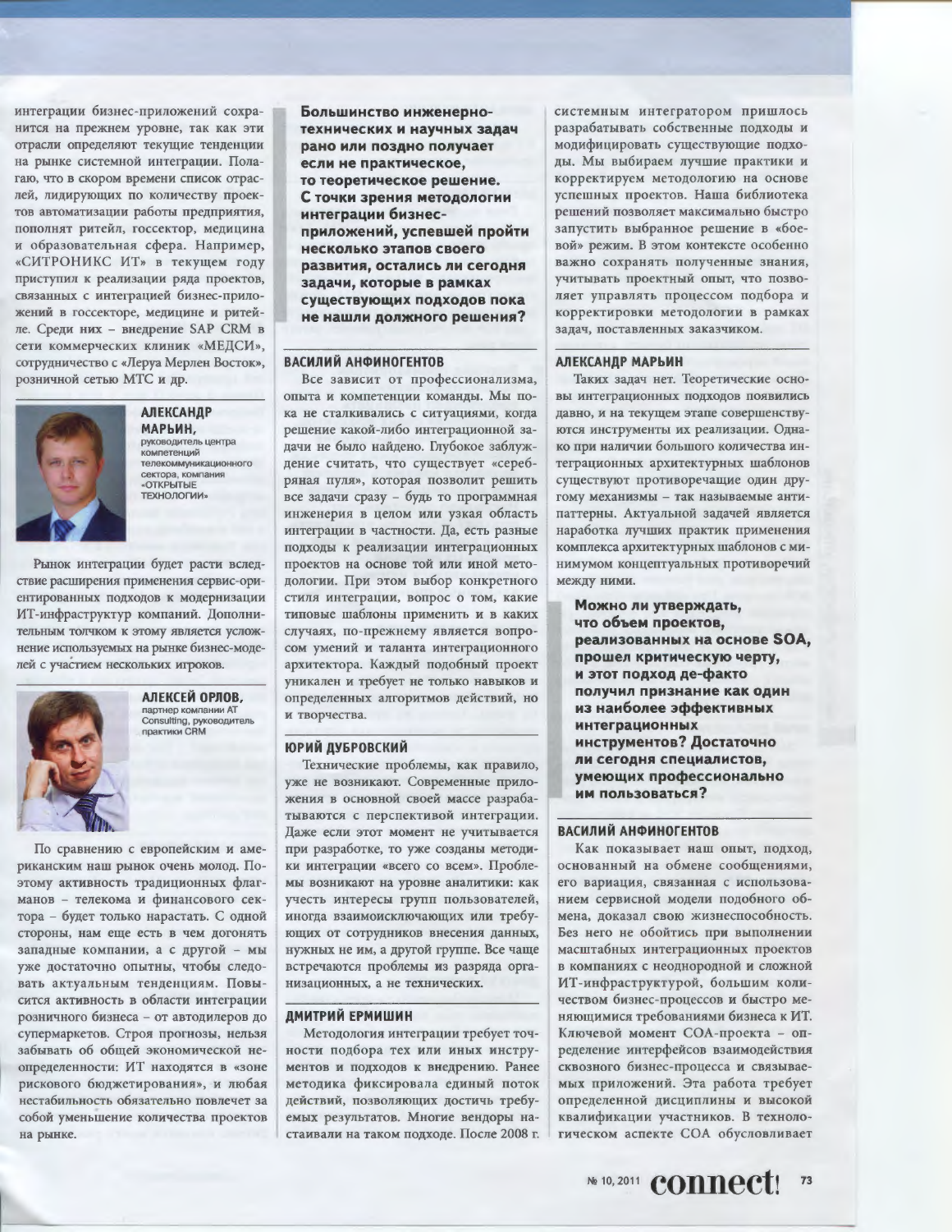интеграции бизнес-приложений сохранится на прежнем уровне, так как эти отрасли определяют текущие тенденции на рынке системной интеграции. Полагаю, что в скором времени список отраслей, лидирующих по количеству проектов автоматизации работы предприятия, пополнят ритейл, госсектор, медицина и образовательная сфера. Например, «СИТРОНИКС ИТ» в текущем году приступил к реализации ряда проектов, связанных с интеграцией бизнес-приложений в госсекторе, медицине и ритейле. Среди них – внедрение SAP CRM в сети коммерческих клиник «МЕДСИ», сотрудничество с «Леруа Мерлен Восток», розничной сетью МТС и др.

**АЛЕКСАНДР МАРЬИН,**
руководитель центра компетенций телекоммуникационного сектора, компания «ОТКРЫТЫЕ ТЕХНОЛОГИИ»

Рынок интеграции будет расти вследствие расширения применения сервис-ориентированных подходов к модернизации ИТ-инфраструктур компаний. Дополнительным толчком к этому является усложнение используемых на рынке бизнес-моделей с участием нескольких игроков.

**АЛЕКСЕЙ ОРЛОВ,**
партнер компании AT Consulting, руководитель практики CRM

По сравнению с европейским и американским наш рынок очень молод. Поэтому активность традиционных флагманов – телекома и финансового сектора – будет только нарастать. С одной стороны, нам еще есть в чем догонять западные компании, а с другой – мы уже достаточно опытны, чтобы следовать актуальным тенденциям. Повысится активность в области интеграции розничного бизнеса – от автодилеров до супермаркетов. Строя прогнозы, нельзя забывать об общей экономической неопределенности: ИТ находятся в «зоне рискового бюджетирования», и любая нестабильность обязательно повлечет за собой уменьшение количества проектов на рынке.

**Большинство инженерно-технических и научных задач рано или поздно получает если не практическое, то теоретическое решение. С точки зрения методологии интеграции бизнес-приложений, успевшей пройти несколько этапов своего развития, остались ли сегодня задачи, которые в рамках существующих подходов пока не нашли должного решения?**

### ВАСИЛИЙ АНФИНОГЕНТОВ

Все зависит от профессионализма, опыта и компетенции команды. Мы пока не сталкивались с ситуациями, когда решение какой-либо интеграционной задачи не было найдено. Глубокое заблуждение считать, что существует «серебряная пуля», которая позволит решить все задачи сразу – будь то программная инженерия в целом или узкая область интеграции в частности. Да, есть разные подходы к реализации интеграционных проектов на основе той или иной методологии. При этом выбор конкретного стиля интеграции, вопрос о том, какие типовые шаблоны применить и в каких случаях, по-прежнему является вопросом умений и таланта интеграционного архитектора. Каждый подобный проект уникален и требует не только навыков и определенных алгоритмов действий, но и творчества.

### ЮРИЙ ДУБРОВСКИЙ

Технические проблемы, как правило, уже не возникают. Современные приложения в основной своей массе разрабатываются с перспективой интеграции. Даже если этот момент не учитывается при разработке, то уже созданы методики интеграции «всего со всем». Проблемы возникают на уровне аналитики: как учесть интересы групп пользователей, иногда взаимоисключающих или требующих от сотрудников внесения данных, нужных не им, а другой группе. Все чаще встречаются проблемы из разряда организационных, а не технических.

### ДМИТРИЙ ЕРМИШИН

Методология интеграции требует точности подбора тех или иных инструментов и подходов к внедрению. Ранее методика фиксировала единый поток действий, позволяющих достичь требуемых результатов. Многие вендоры настаивали на таком подходе. После 2008 г. системным интегратором пришлось разрабатывать собственные подходы и модифицировать существующие подходы. Мы выбираем лучшие практики и корректируем методологию на основе успешных проектов. Наша библиотека решений позволяет максимально быстро запустить выбранное решение в «боевой» режим. В этом контексте особенно важно сохранять полученные знания, учитывать проектный опыт, что позволяет управлять процессом подбора и корректировки методологии в рамках задач, поставленных заказчиком.

### АЛЕКСАНДР МАРЬИН

Таких задач нет. Теоретические основы интеграционных подходов появились давно, и на текущем этапе совершенствуются инструменты их реализации. Однако при наличии большого количества интеграционных архитектурных шаблонов существуют противоречащие один другому механизмы – так называемые антипаттерны. Актуальной задачей является наработка лучших практик применения комплекса архитектурных шаблонов с минимумом концептуальных противоречий между ними.

**Можно ли утверждать, что объем проектов, реализованных на основе SOA, прошел критическую черту, и этот подход де-факто получил признание как один из наиболее эффективных интеграционных инструментов? Достаточно ли сегодня специалистов, умеющих профессионально им пользоваться?**

### ВАСИЛИЙ АНФИНОГЕНТОВ

Как показывает наш опыт, подход, основанный на обмене сообщениями, его вариация, связанная с использованием сервисной модели подобного обмена, доказал свою жизнеспособность. Без него не обойтись при выполнении масштабных интеграционных проектов в компаниях с неоднородной и сложной ИТ-инфраструктурой, большим количеством бизнес-процессов и быстро меняющимися требованиями бизнеса к ИТ. Ключевой момент СОА-проекта – определение интерфейсов взаимодействия сквозного бизнес-процесса и связываемых приложений. Эта работа требует определенной дисциплины и высокой квалификации участников. В технологическом аспекте СОА обусловливает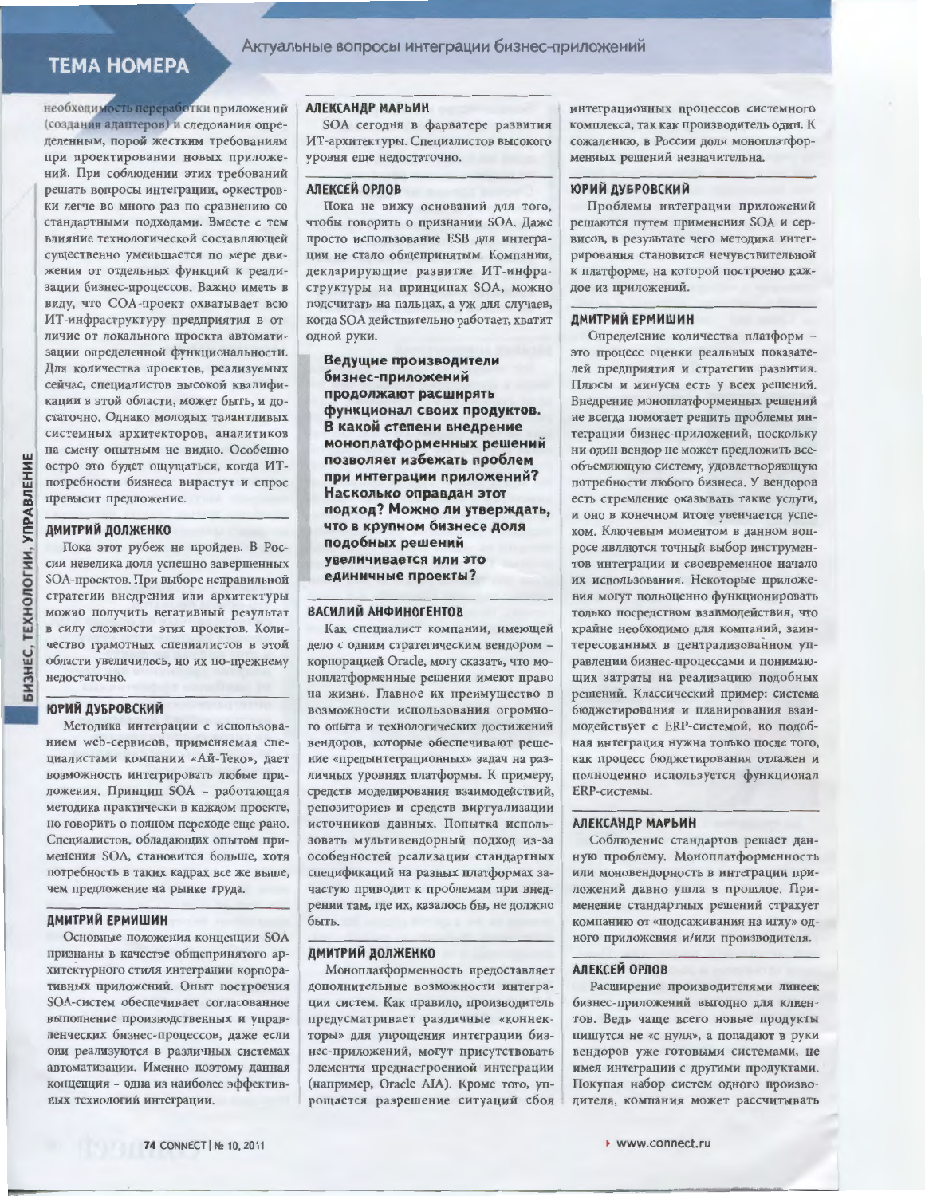необходимость переработки приложений (создания адаптеров) и следования определенным, порой жестким требованиям при проектировании новых приложений. При соблюдении этих требований решать вопросы интеграции, оркестровки легче во много раз по сравнению со стандартными подходами. Вместе с тем влияние технологической составляющей существенно уменьшается по мере движения от отдельных функций к реализации бизнес-процессов. Важно иметь в виду, что СОА-проект охватывает всю ИТ-инфраструктуру предприятия в отличие от локального проекта автоматизации определенной функциональности. Для количества проектов, реализуемых сейчас, специалистов высокой квалификации в этой области, может быть, и достаточно. Однако молодых талантливых системных архитекторов, аналитиков на смену опытным не видно. Особенно остро это будет ощущаться, когда ИТ-потребности бизнеса вырастут и спрос превысит предложение.

### ДМИТРИЙ ДОЛЖЕНКО

Пока этот рубеж не пройден. В России невелика доля успешно завершенных SOA-проектов. При выборе неправильной стратегии внедрения или архитектуры можно получить негативный результат в силу сложности этих проектов. Количество грамотных специалистов в этой области увеличилось, но их по-прежнему недостаточно.

### ЮРИЙ ДУБРОВСКИЙ

Методика интеграции с использованием web-сервисов, применяемая специалистами компании «Ай-Теко», дает возможность интегрировать любые приложения. Принцип SOA – работающая методика практически в каждом проекте, но говорить о полном переходе еще рано. Специалистов, обладающих опытом применения SOA, становится больше, хотя потребность в таких кадрах все же выше, чем предложение на рынке труда.

### ДМИТРИЙ ЕРМИШИН

Основные положения концепции SOA признаны в качестве общепринятого архитектурного стиля интеграции корпоративных приложений. Опыт построения SOA-систем обеспечивает согласованное выполнение производственных и управленческих бизнес-процессов, даже если они реализуются в различных системах автоматизации. Именно поэтому данная концепция – одна из наиболее эффективных технологий интеграции.

### АЛЕКСАНДР МАРЬИН

SOA сегодня в фарватере развития ИТ-архитектуры. Специалистов высокого уровня еще недостаточно.

### АЛЕКСЕЙ ОРЛОВ

Пока не вижу оснований для того, чтобы говорить о признании SOA. Даже просто использование ESB для интеграции не стало общепринятым. Компании, декларирующие развитие ИТ-инфраструктуры на принципах SOA, можно подсчитать на пальцах, а уж для случаев, когда SOA действительно работает, хватит одной руки.

**Ведущие производители бизнес-приложений продолжают расширять функционал своих продуктов. В какой степени внедрение моноплатформенных решений позволяет избежать проблем при интеграции приложений? Насколько оправдан этот подход? Можно ли утверждать, что в крупном бизнесе доля подобных решений увеличивается или это единичные проекты?**

### ВАСИЛИЙ АНФИНОГЕНТОВ

Как специалист компании, имеющей дело с одним стратегическим вендором – корпорацией Oracle, могу сказать, что моноплатформенные решения имеют право на жизнь. Главное их преимущество в возможности использования огромного опыта и технологических достижений вендоров, которые обеспечивают решение «предынтеграционных» задач на различных уровнях платформы. К примеру, средств моделирования взаимодействий, репозиториев и средств виртуализации источников данных. Попытка использовать мультивендорный подход из-за особенностей реализации стандартных спецификаций на разных платформах зачастую приводит к проблемам при внедрении там, где их, казалось бы, не должно быть.

### ДМИТРИЙ ДОЛЖЕНКО

Моноплатформенность предоставляет дополнительные возможности интеграции систем. Как правило, производитель предусматривает различные «коннекторы» для упрощения интеграции бизнес-приложений, могут присутствовать элементы преднастроенной интеграции (например, Oracle AIA). Кроме того, упрощается разрешение ситуаций сбоя интеграционных процессов системного комплекса, так как производитель один. К сожалению, в России доля моноплатформенных решений незначительна.

### ЮРИЙ ДУБРОВСКИЙ

Проблемы интеграции приложений решаются путем применения SOA и сервисов, в результате чего методика интегрирования становится нечувствительной к платформе, на которой построено каждое из приложений.

### ДМИТРИЙ ЕРМИШИН

Определение количества платформ – это процесс оценки реальных показателей предприятия и стратегии развития. Плюсы и минусы есть у всех решений. Внедрение моноплатформенных решений не всегда помогает решить проблемы интеграции бизнес-приложений, поскольку ни один вендор не может предложить всеобъемлющую систему, удовлетворяющую потребности любого бизнеса. У вендоров есть стремление оказывать такие услуги, и оно в конечном итоге увенчается успехом. Ключевым моментом в данном вопросе являются точный выбор инструментов интеграции и своевременное начало их использования. Некоторые приложения могут полноценно функционировать только посредством взаимодействия, что крайне необходимо для компаний, заинтересованных в централизованном управлении бизнес-процессами и понимающих затраты на реализацию подобных решений. Классический пример: система бюджетирования и планирования взаимодействует с ERP-системой, но подобная интеграция нужна только после того, как процесс бюджетирования отлажен и полноценно используется функционал ERP-системы.

### АЛЕКСАНДР МАРЬИН

Соблюдение стандартов решает данную проблему. Моноплатформенность или моновендорность в интеграции приложений давно ушла в прошлое. Применение стандартных решений страхует компанию от «подсаживания на иглу» одного приложения и/или производителя.

### АЛЕКСЕЙ ОРЛОВ

Расширение производителями линеек бизнес-приложений выгодно для клиентов. Ведь чаще всего новые продукты пишутся не «с нуля», а попадают в руки вендоров уже готовыми системами, не имея интеграции с другими продуктами. Покупая набор систем одного производителя, компания может рассчитывать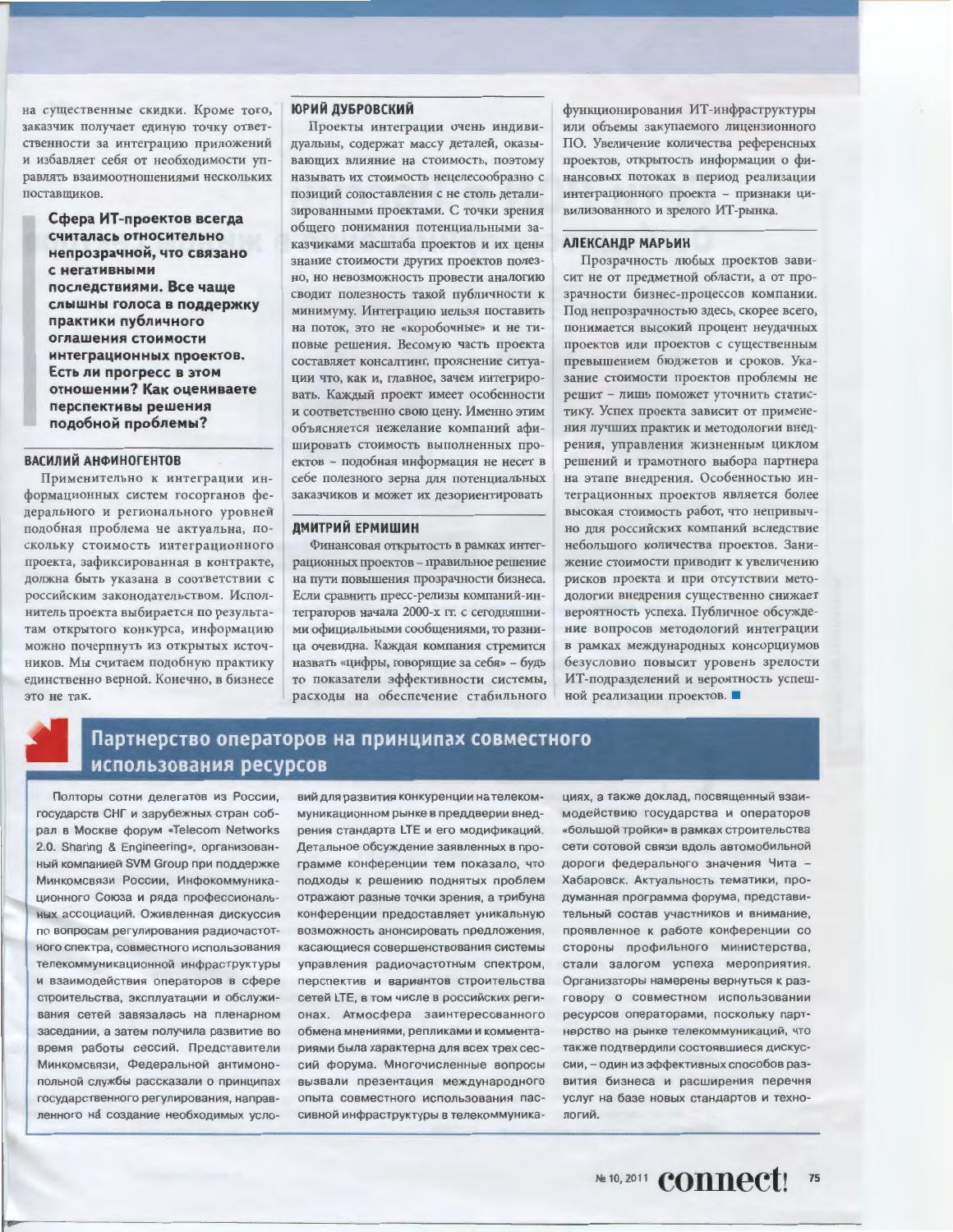на существенные скидки. Кроме того, заказчик получает единую точку ответственности за интеграцию приложений и избавляет себя от необходимости управлять взаимоотношениями нескольких поставщиков.

**Сфера ИТ-проектов всегда считалась относительно непрозрачной, что связано с негативными последствиями. Все чаще слышны голоса в поддержку практики публичного оглашения стоимости интеграционных проектов. Есть ли прогресс в этом отношении? Как оцениваете перспективы решения подобной проблемы?**

### ВАСИЛИЙ АНФИНОГЕНТОВ

Применительно к интеграции информационных систем госорганов федерального и регионального уровней подобная проблема не актуальна, поскольку стоимость интеграционного проекта, зафиксированная в контракте, должна быть указана в соответствии с российским законодательством. Исполнитель проекта выбирается по результатам открытого конкурса, информацию можно почерпнуть из открытых источников. Мы считаем подобную практику единственно верной. Конечно, в бизнесе это не так.

### ЮРИЙ ДУБРОВСКИЙ

Проекты интеграции очень индивидуальны, содержат массу деталей, оказывающих влияние на стоимость, поэтому называть их стоимость нецелесообразно с позиций сопоставления с не столь детализированными проектами. С точки зрения общего понимания потенциальными заказчиками масштаба проектов и их цены знание стоимости других проектов полезно, но невозможность провести аналогию сводит полезность такой публичности к минимуму. Интеграцию нельзя поставить на поток, это не «коробочные» и не типовые решения. Весомую часть проекта составляет консалтинг, прояснение ситуации что, как и, главное, зачем интегрировать. Каждый проект имеет особенности и соответственно свою цену. Именно этим объясняется нежелание компаний афишировать стоимость выполненных проектов – подобная информация не несет в себе полезного зерна для потенциальных заказчиков и может их дезориентировать

### ДМИТРИЙ ЕРМИШИН

Финансовая открытость в рамках интеграционных проектов – правильное решение на пути повышения прозрачности бизнеса. Если сравнить пресс-релизы компаний-интеграторов начала 2000-х гг. с сегодняшними официальными сообщениями, то разница очевидна. Каждая компания стремится назвать «цифры, говорящие за себя» – будь то показатели эффективности системы, расходы на обеспечение стабильного функционирования ИТ-инфраструктуры или объемы закупаемого лицензионного ПО. Увеличение количества референсных проектов, открытость информации о финансовых потоках в период реализации интеграционного проекта – признаки цивилизованного и зрелого ИТ-рынка.

### АЛЕКСАНДР МАРЬИН

Прозрачность любых проектов зависит не от предметной области, а от прозрачности бизнес-процессов компании. Под непрозрачностью здесь, скорее всего, понимается высокий процент неудачных проектов или проектов с существенным превышением бюджетов и сроков. Указание стоимости проектов проблемы не решит – лишь поможет уточнить статистику. Успех проекта зависит от применения лучших практик и методологии внедрения, управления жизненным циклом решений и грамотного выбора партнера на этапе внедрения. Особенностью интеграционных проектов является более высокая стоимость работ, что непривычно для российских компаний вследствие небольшого количества проектов. Занижение стоимости приводит к увеличению рисков проекта и при отсутствии методологии внедрения существенно снижает вероятность успеха. Публичное обсуждение вопросов методологий интеграции в рамках международных консорциумов безусловно повысит уровень зрелости ИТ-подразделений и вероятность успешной реализации проектов. ■

## Партнерство операторов на принципах совместного использования ресурсов

Полторы сотни делегатов из России, государств СНГ и зарубежных стран собрал в Москве форум «Telecom Networks 2.0. Sharing & Engineering», организованный компанией SVM Group при поддержке Минкомсвязи России, Инфокоммуникационного Союза и ряда профессиональных ассоциаций. Оживленная дискуссия по вопросам регулирования радиочастотного спектра, совместного использования телекоммуникационной инфраструктуры и взаимодействия операторов в сфере строительства, эксплуатации и обслуживания сетей завязалась на пленарном заседании, а затем получила развитие во время работы сессий. Представители Минкомсвязи, Федеральной антимонопольной службы рассказали о принципах государственного регулирования, направленного на создание необходимых условий для развития конкуренции на телекоммуникационном рынке в преддверии внедрения стандарта LTE и его модификаций. Детальное обсуждение заявленных в программе конференции тем показало, что подходы к решению поднятых проблем отражают разные точки зрения, а трибуна конференции предоставляет уникальную возможность анонсировать предложения, касающиеся совершенствования системы управления радиочастотным спектром, перспектив и вариантов строительства сетей LTE, в том числе в российских регионах. Атмосфера заинтересованного обмена мнениями, репликами и комментариями была характерна для всех трех сессий форума. Многочисленные вопросы вызвали презентация международного опыта совместного использования пассивной инфраструктуры в телекоммуникациях, а также доклад, посвященный взаимодействию государства и операторов «большой тройки» в рамках строительства сети сотовой связи вдоль автомобильной дороги федерального значения Чита – Хабаровск. Актуальность тематики, продуманная программа форума, представительный состав участников и внимание, проявленное к работе конференции со стороны профильного министерства, стали залогом успеха мероприятия. Организаторы намерены вернуться к разговору о совместном использовании ресурсов операторами, поскольку партнерство на рынке телекоммуникаций, что также подтвердили состоявшиеся дискуссии, – один из эффективных способов развития бизнеса и расширения перечня услуг на базе новых стандартов и технологий.